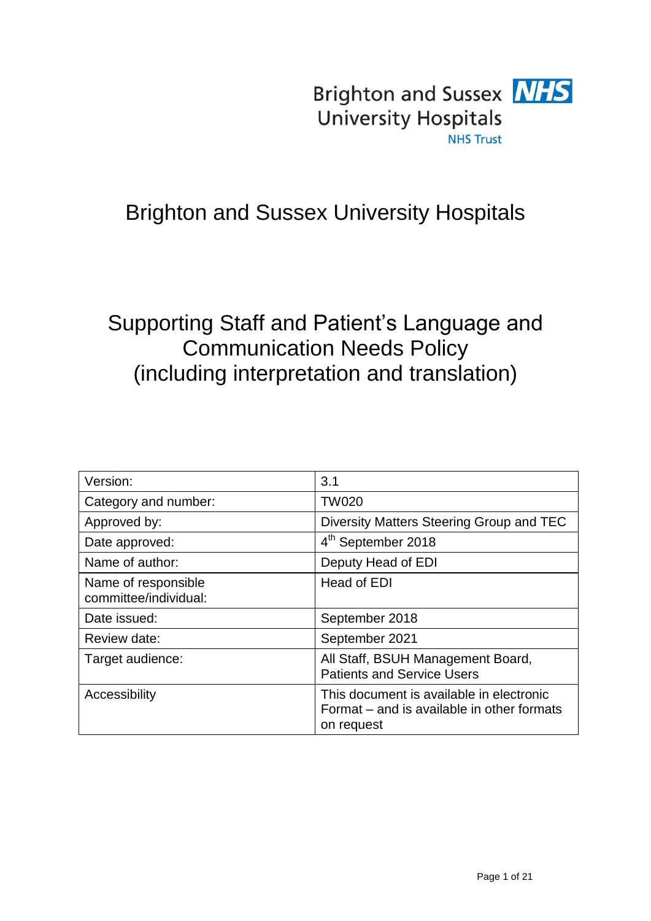Brighton and Sussex University Hospitals NHS Trust

# Brighton and Sussex University Hospitals

# Supporting Staff and Patient's Language and Communication Needs Policy (including interpretation and translation)

| | |
|---|---|
| Version: | 3.1 |
| Category and number: | TW020 |
| Approved by: | Diversity Matters Steering Group and TEC |
| Date approved: | 4th September 2018 |
| Name of author: | Deputy Head of EDI |
| Name of responsible committee/individual: | Head of EDI |
| Date issued: | September 2018 |
| Review date: | September 2021 |
| Target audience: | All Staff, BSUH Management Board, Patients and Service Users |
| Accessibility | This document is available in electronic Format – and is available in other formats on request |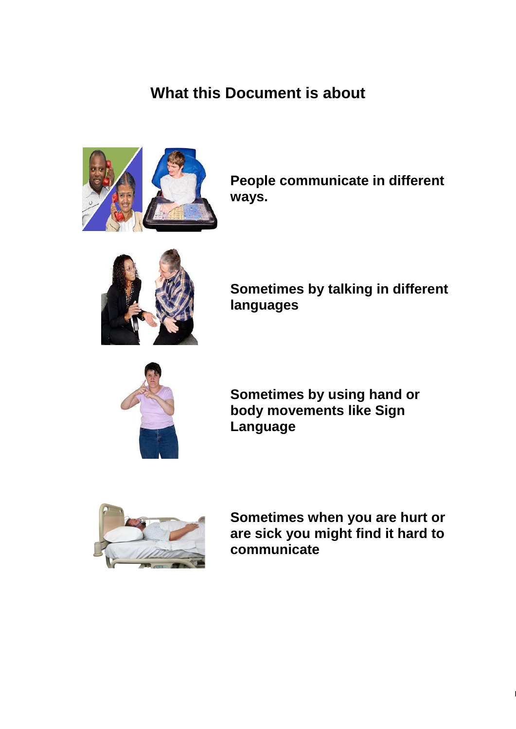# What this Document is about

**People communicate in different ways.**

**Sometimes by talking in different languages**

**Sometimes by using hand or body movements like Sign Language**

**Sometimes when you are hurt or are sick you might find it hard to communicate**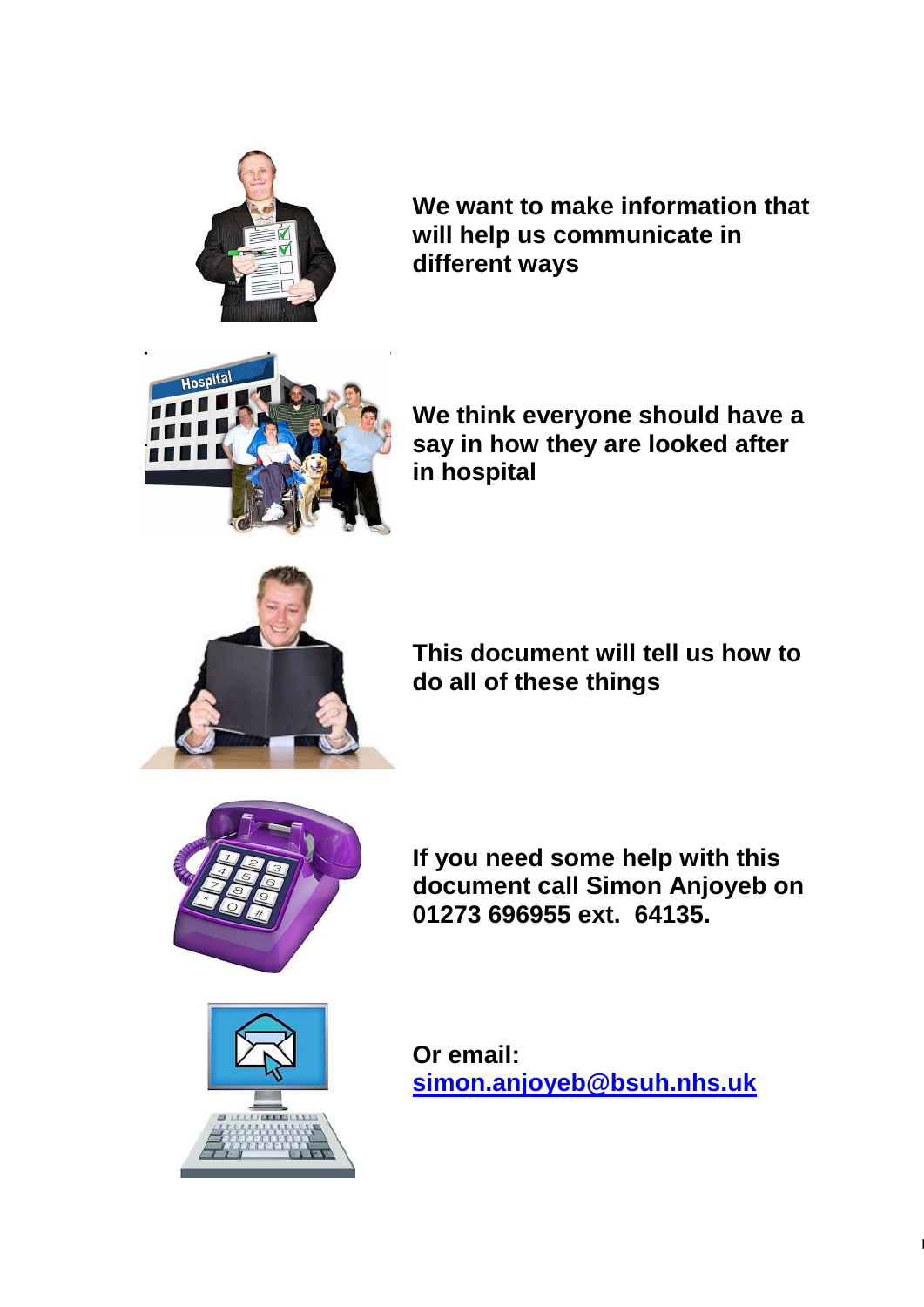**We want to make information that will help us communicate in different ways**

**We think everyone should have a say in how they are looked after in hospital**

**This document will tell us how to do all of these things**

**If you need some help with this document call Simon Anjoyeb on 01273 696955 ext. 64135.**

**Or email: simon.anjoyeb@bsuh.nhs.uk**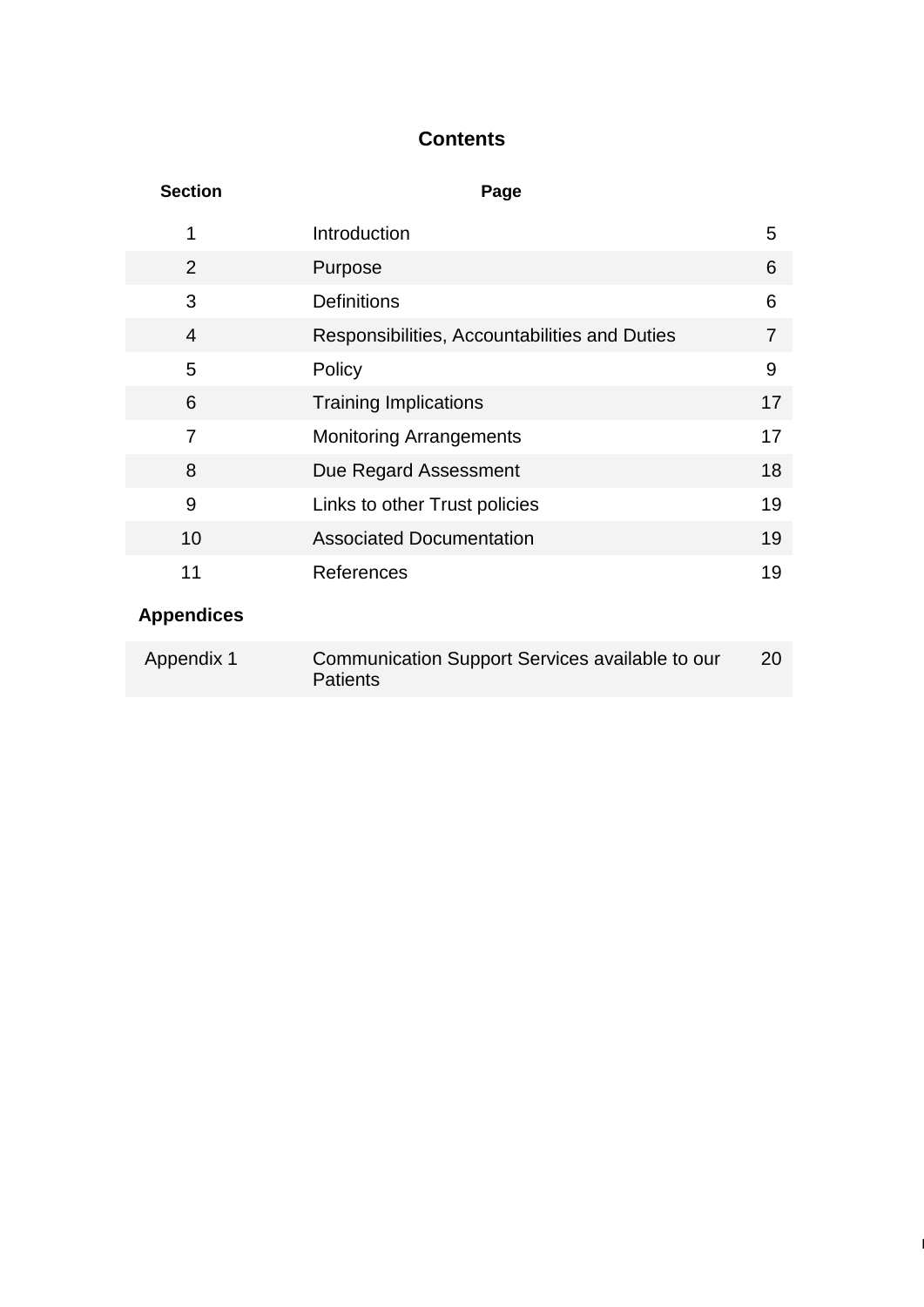# Contents

| Section | Page | |
|---|---|---|
| 1 | Introduction | 5 |
| 2 | Purpose | 6 |
| 3 | Definitions | 6 |
| 4 | Responsibilities, Accountabilities and Duties | 7 |
| 5 | Policy | 9 |
| 6 | Training Implications | 17 |
| 7 | Monitoring Arrangements | 17 |
| 8 | Due Regard Assessment | 18 |
| 9 | Links to other Trust policies | 19 |
| 10 | Associated Documentation | 19 |
| 11 | References | 19 |

**Appendices**

| | | |
|---|---|---|
| Appendix 1 | Communication Support Services available to our Patients | 20 |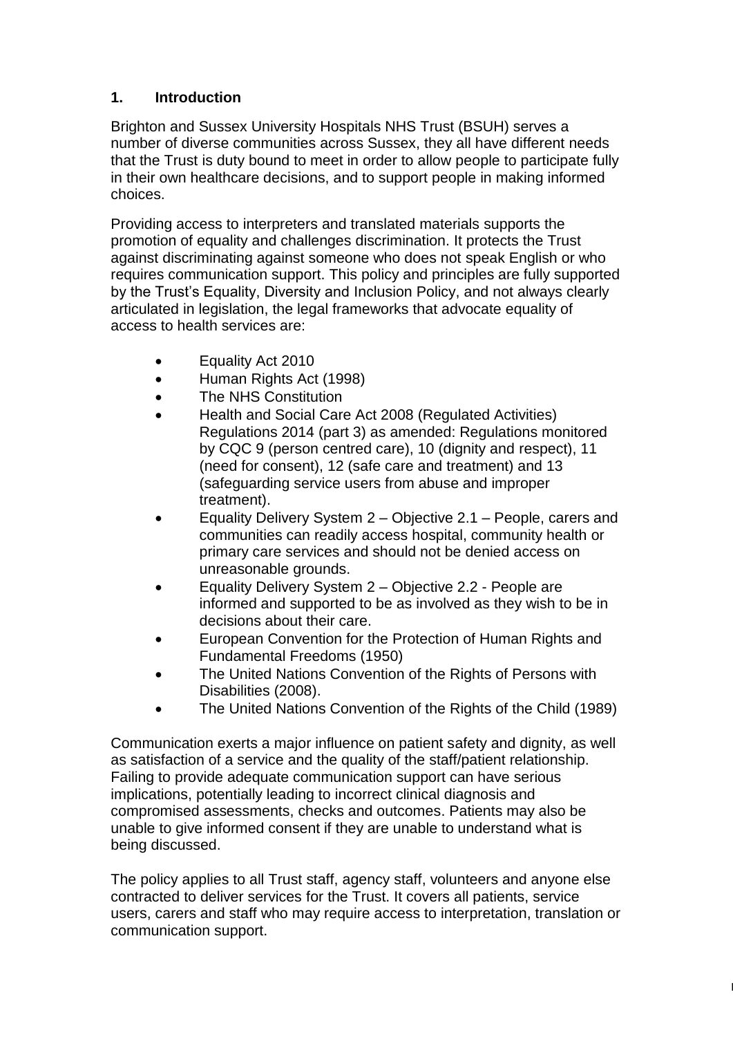## 1. Introduction

Brighton and Sussex University Hospitals NHS Trust (BSUH) serves a number of diverse communities across Sussex, they all have different needs that the Trust is duty bound to meet in order to allow people to participate fully in their own healthcare decisions, and to support people in making informed choices.

Providing access to interpreters and translated materials supports the promotion of equality and challenges discrimination. It protects the Trust against discriminating against someone who does not speak English or who requires communication support. This policy and principles are fully supported by the Trust's Equality, Diversity and Inclusion Policy, and not always clearly articulated in legislation, the legal frameworks that advocate equality of access to health services are:

- Equality Act 2010
- Human Rights Act (1998)
- The NHS Constitution
- Health and Social Care Act 2008 (Regulated Activities) Regulations 2014 (part 3) as amended: Regulations monitored by CQC 9 (person centred care), 10 (dignity and respect), 11 (need for consent), 12 (safe care and treatment) and 13 (safeguarding service users from abuse and improper treatment).
- Equality Delivery System 2 – Objective 2.1 – People, carers and communities can readily access hospital, community health or primary care services and should not be denied access on unreasonable grounds.
- Equality Delivery System 2 – Objective 2.2 - People are informed and supported to be as involved as they wish to be in decisions about their care.
- European Convention for the Protection of Human Rights and Fundamental Freedoms (1950)
- The United Nations Convention of the Rights of Persons with Disabilities (2008).
- The United Nations Convention of the Rights of the Child (1989)

Communication exerts a major influence on patient safety and dignity, as well as satisfaction of a service and the quality of the staff/patient relationship. Failing to provide adequate communication support can have serious implications, potentially leading to incorrect clinical diagnosis and compromised assessments, checks and outcomes. Patients may also be unable to give informed consent if they are unable to understand what is being discussed.

The policy applies to all Trust staff, agency staff, volunteers and anyone else contracted to deliver services for the Trust. It covers all patients, service users, carers and staff who may require access to interpretation, translation or communication support.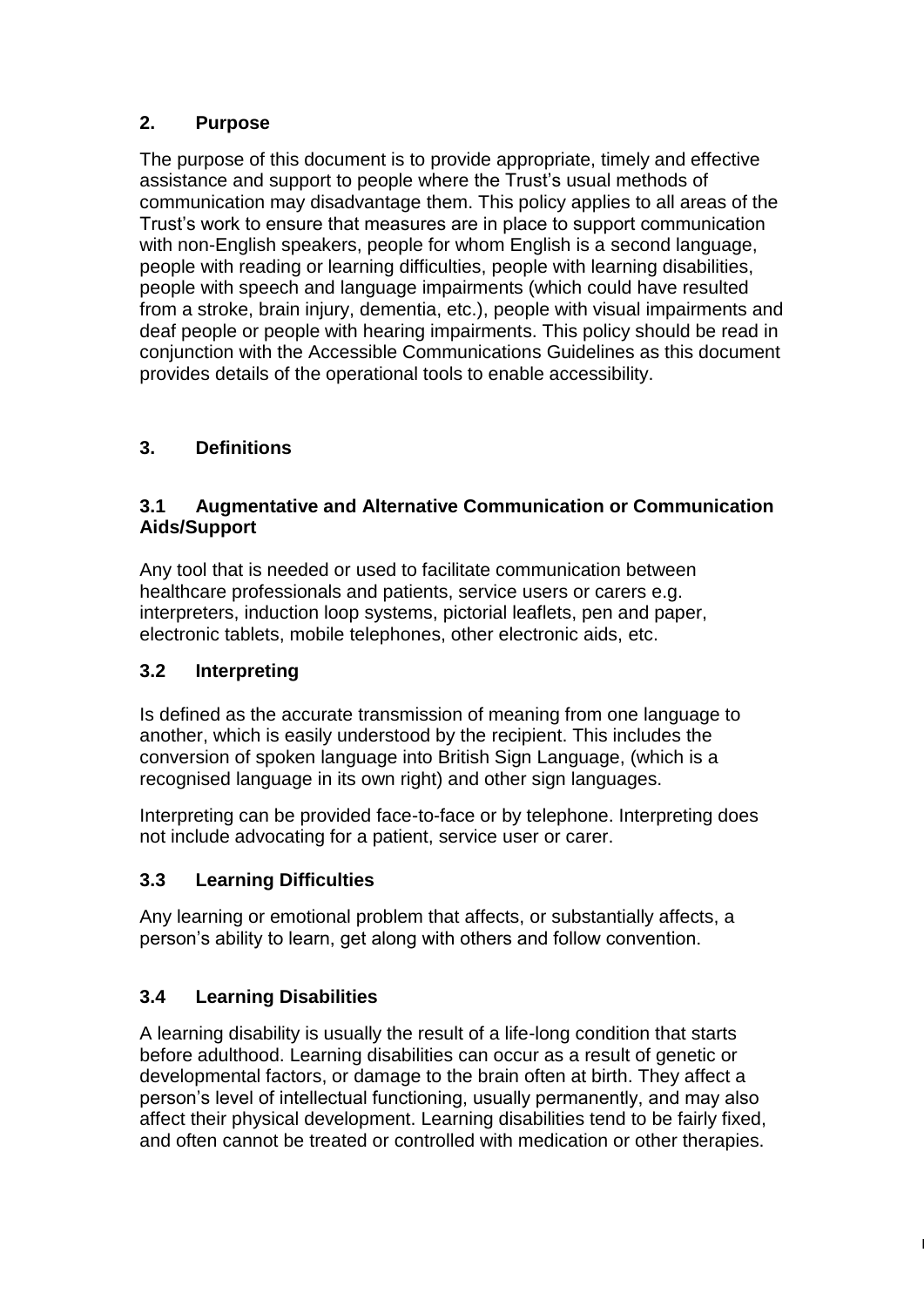## 2. Purpose

The purpose of this document is to provide appropriate, timely and effective assistance and support to people where the Trust's usual methods of communication may disadvantage them. This policy applies to all areas of the Trust's work to ensure that measures are in place to support communication with non-English speakers, people for whom English is a second language, people with reading or learning difficulties, people with learning disabilities, people with speech and language impairments (which could have resulted from a stroke, brain injury, dementia, etc.), people with visual impairments and deaf people or people with hearing impairments. This policy should be read in conjunction with the Accessible Communications Guidelines as this document provides details of the operational tools to enable accessibility.

## 3. Definitions

### 3.1 Augmentative and Alternative Communication or Communication Aids/Support

Any tool that is needed or used to facilitate communication between healthcare professionals and patients, service users or carers e.g. interpreters, induction loop systems, pictorial leaflets, pen and paper, electronic tablets, mobile telephones, other electronic aids, etc.

### 3.2 Interpreting

Is defined as the accurate transmission of meaning from one language to another, which is easily understood by the recipient. This includes the conversion of spoken language into British Sign Language, (which is a recognised language in its own right) and other sign languages.

Interpreting can be provided face-to-face or by telephone. Interpreting does not include advocating for a patient, service user or carer.

### 3.3 Learning Difficulties

Any learning or emotional problem that affects, or substantially affects, a person's ability to learn, get along with others and follow convention.

### 3.4 Learning Disabilities

A learning disability is usually the result of a life-long condition that starts before adulthood. Learning disabilities can occur as a result of genetic or developmental factors, or damage to the brain often at birth. They affect a person's level of intellectual functioning, usually permanently, and may also affect their physical development. Learning disabilities tend to be fairly fixed, and often cannot be treated or controlled with medication or other therapies.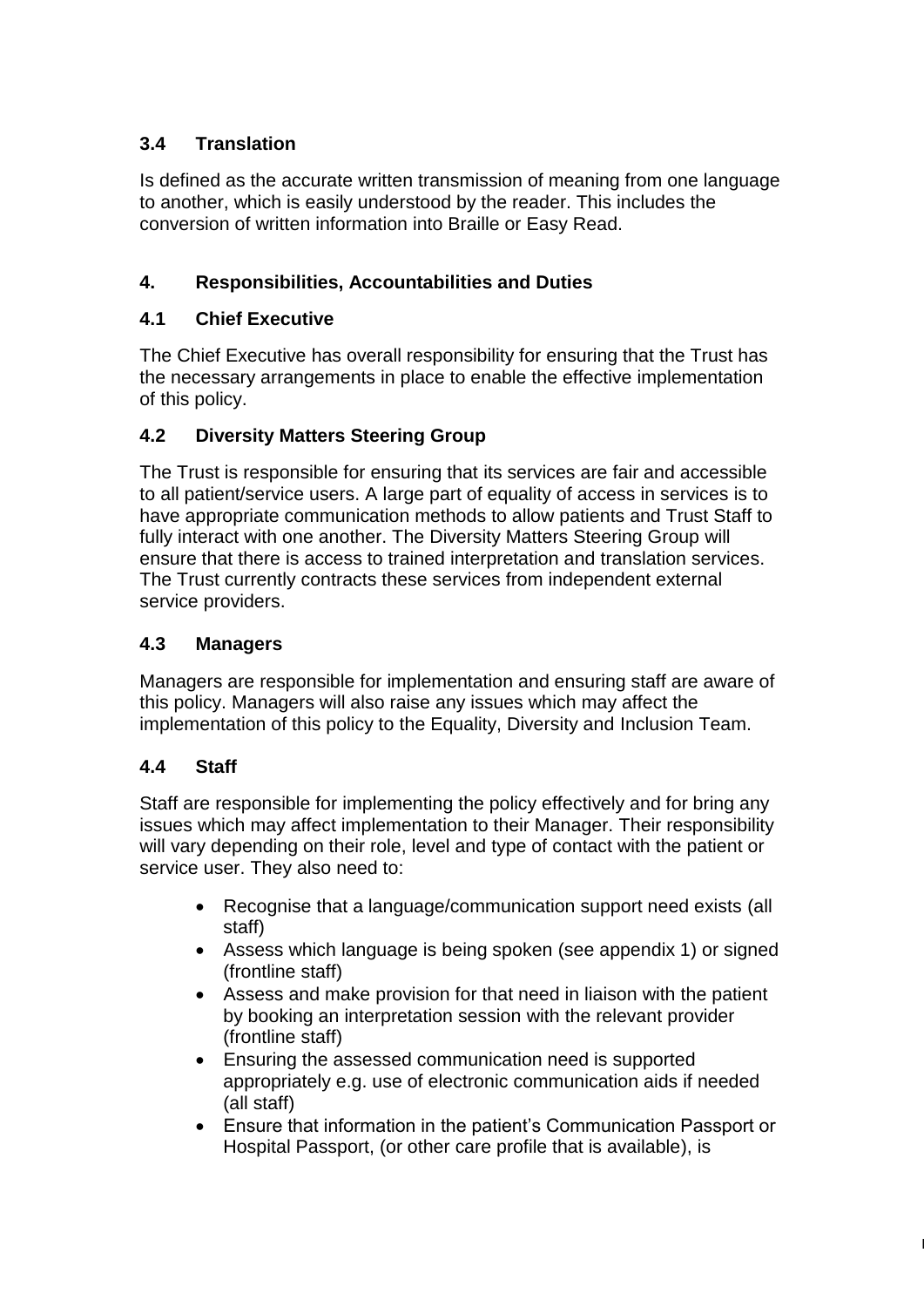### 3.4 Translation

Is defined as the accurate written transmission of meaning from one language to another, which is easily understood by the reader. This includes the conversion of written information into Braille or Easy Read.

## 4. Responsibilities, Accountabilities and Duties

### 4.1 Chief Executive

The Chief Executive has overall responsibility for ensuring that the Trust has the necessary arrangements in place to enable the effective implementation of this policy.

### 4.2 Diversity Matters Steering Group

The Trust is responsible for ensuring that its services are fair and accessible to all patient/service users. A large part of equality of access in services is to have appropriate communication methods to allow patients and Trust Staff to fully interact with one another. The Diversity Matters Steering Group will ensure that there is access to trained interpretation and translation services. The Trust currently contracts these services from independent external service providers.

### 4.3 Managers

Managers are responsible for implementation and ensuring staff are aware of this policy. Managers will also raise any issues which may affect the implementation of this policy to the Equality, Diversity and Inclusion Team.

### 4.4 Staff

Staff are responsible for implementing the policy effectively and for bring any issues which may affect implementation to their Manager. Their responsibility will vary depending on their role, level and type of contact with the patient or service user. They also need to:

- Recognise that a language/communication support need exists (all staff)
- Assess which language is being spoken (see appendix 1) or signed (frontline staff)
- Assess and make provision for that need in liaison with the patient by booking an interpretation session with the relevant provider (frontline staff)
- Ensuring the assessed communication need is supported appropriately e.g. use of electronic communication aids if needed (all staff)
- Ensure that information in the patient's Communication Passport or Hospital Passport, (or other care profile that is available), is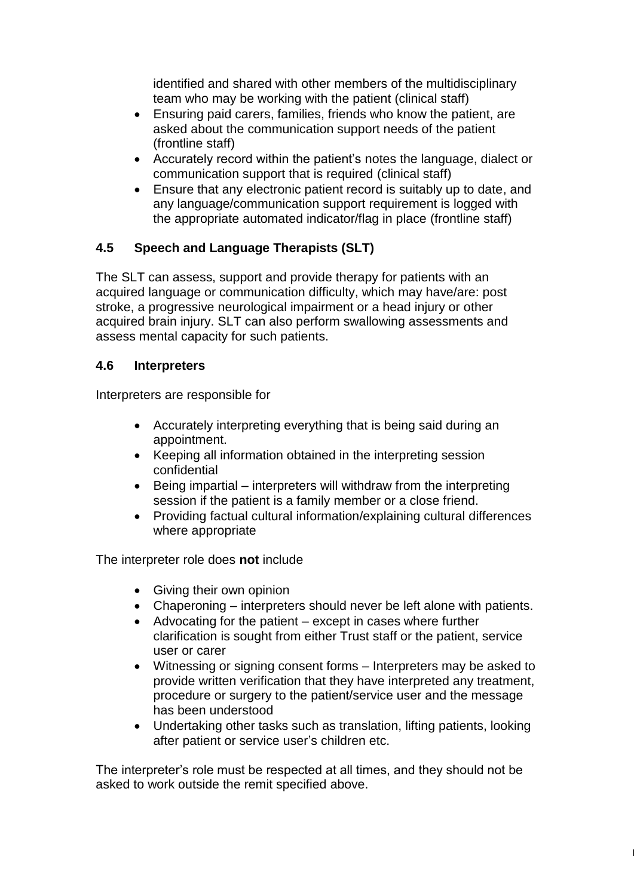identified and shared with other members of the multidisciplinary team who may be working with the patient (clinical staff)

- Ensuring paid carers, families, friends who know the patient, are asked about the communication support needs of the patient (frontline staff)
- Accurately record within the patient's notes the language, dialect or communication support that is required (clinical staff)
- Ensure that any electronic patient record is suitably up to date, and any language/communication support requirement is logged with the appropriate automated indicator/flag in place (frontline staff)

### 4.5 Speech and Language Therapists (SLT)

The SLT can assess, support and provide therapy for patients with an acquired language or communication difficulty, which may have/are: post stroke, a progressive neurological impairment or a head injury or other acquired brain injury. SLT can also perform swallowing assessments and assess mental capacity for such patients.

### 4.6 Interpreters

Interpreters are responsible for

- Accurately interpreting everything that is being said during an appointment.
- Keeping all information obtained in the interpreting session confidential
- Being impartial – interpreters will withdraw from the interpreting session if the patient is a family member or a close friend.
- Providing factual cultural information/explaining cultural differences where appropriate

The interpreter role does **not** include

- Giving their own opinion
- Chaperoning – interpreters should never be left alone with patients.
- Advocating for the patient – except in cases where further clarification is sought from either Trust staff or the patient, service user or carer
- Witnessing or signing consent forms – Interpreters may be asked to provide written verification that they have interpreted any treatment, procedure or surgery to the patient/service user and the message has been understood
- Undertaking other tasks such as translation, lifting patients, looking after patient or service user's children etc.

The interpreter's role must be respected at all times, and they should not be asked to work outside the remit specified above.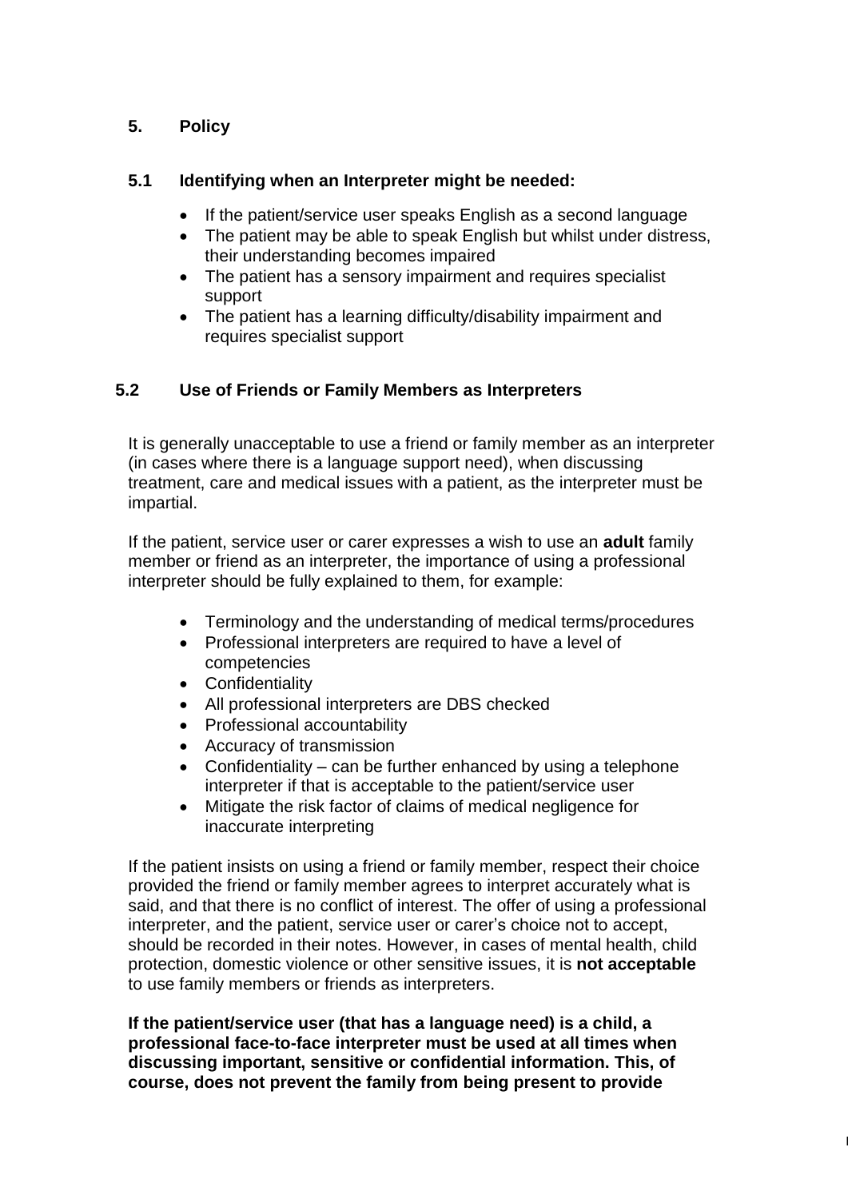## 5. Policy

### 5.1 Identifying when an Interpreter might be needed:

- If the patient/service user speaks English as a second language
- The patient may be able to speak English but whilst under distress, their understanding becomes impaired
- The patient has a sensory impairment and requires specialist support
- The patient has a learning difficulty/disability impairment and requires specialist support

### 5.2 Use of Friends or Family Members as Interpreters

It is generally unacceptable to use a friend or family member as an interpreter (in cases where there is a language support need), when discussing treatment, care and medical issues with a patient, as the interpreter must be impartial.

If the patient, service user or carer expresses a wish to use an **adult** family member or friend as an interpreter, the importance of using a professional interpreter should be fully explained to them, for example:

- Terminology and the understanding of medical terms/procedures
- Professional interpreters are required to have a level of competencies
- Confidentiality
- All professional interpreters are DBS checked
- Professional accountability
- Accuracy of transmission
- Confidentiality – can be further enhanced by using a telephone interpreter if that is acceptable to the patient/service user
- Mitigate the risk factor of claims of medical negligence for inaccurate interpreting

If the patient insists on using a friend or family member, respect their choice provided the friend or family member agrees to interpret accurately what is said, and that there is no conflict of interest. The offer of using a professional interpreter, and the patient, service user or carer's choice not to accept, should be recorded in their notes. However, in cases of mental health, child protection, domestic violence or other sensitive issues, it is **not acceptable** to use family members or friends as interpreters.

**If the patient/service user (that has a language need) is a child, a professional face-to-face interpreter must be used at all times when discussing important, sensitive or confidential information. This, of course, does not prevent the family from being present to provide**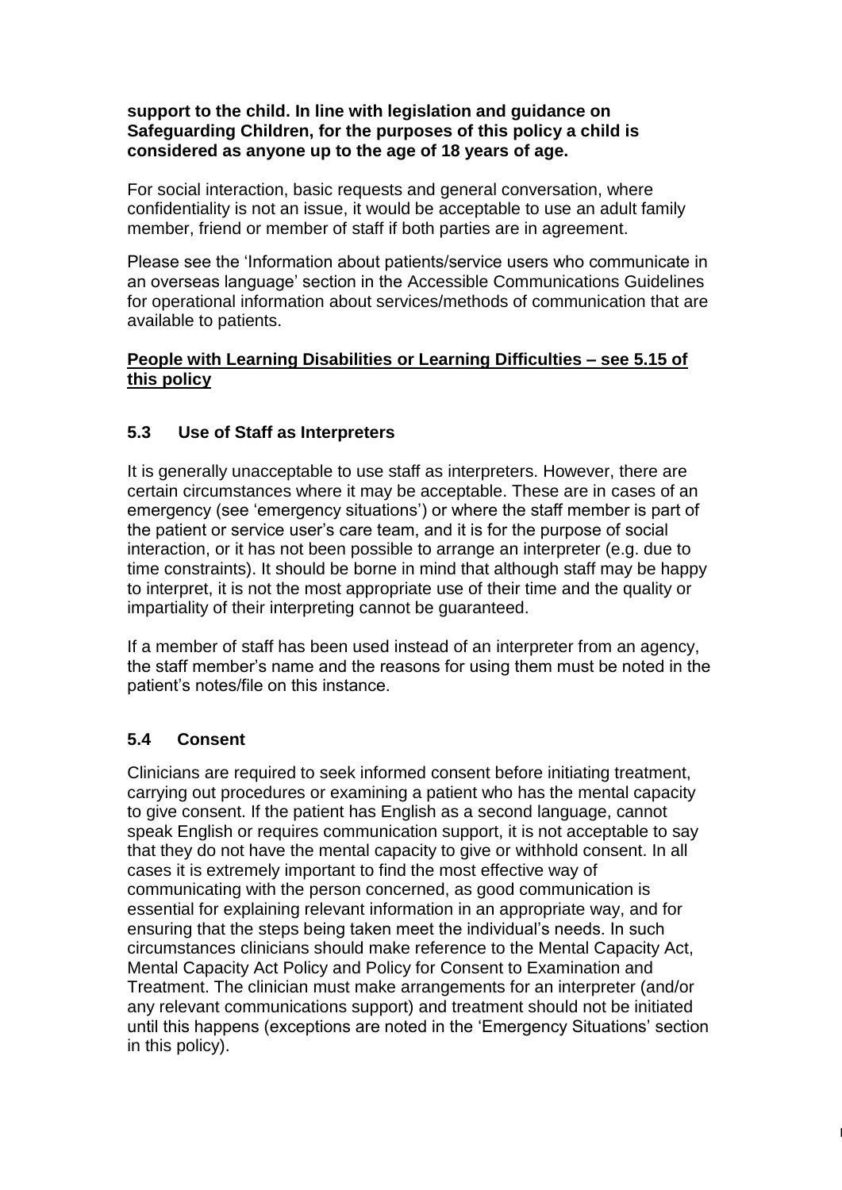**support to the child. In line with legislation and guidance on Safeguarding Children, for the purposes of this policy a child is considered as anyone up to the age of 18 years of age.**

For social interaction, basic requests and general conversation, where confidentiality is not an issue, it would be acceptable to use an adult family member, friend or member of staff if both parties are in agreement.

Please see the 'Information about patients/service users who communicate in an overseas language' section in the Accessible Communications Guidelines for operational information about services/methods of communication that are available to patients.

**People with Learning Disabilities or Learning Difficulties – see 5.15 of this policy**

### 5.3 Use of Staff as Interpreters

It is generally unacceptable to use staff as interpreters. However, there are certain circumstances where it may be acceptable. These are in cases of an emergency (see 'emergency situations') or where the staff member is part of the patient or service user's care team, and it is for the purpose of social interaction, or it has not been possible to arrange an interpreter (e.g. due to time constraints). It should be borne in mind that although staff may be happy to interpret, it is not the most appropriate use of their time and the quality or impartiality of their interpreting cannot be guaranteed.

If a member of staff has been used instead of an interpreter from an agency, the staff member's name and the reasons for using them must be noted in the patient's notes/file on this instance.

### 5.4 Consent

Clinicians are required to seek informed consent before initiating treatment, carrying out procedures or examining a patient who has the mental capacity to give consent. If the patient has English as a second language, cannot speak English or requires communication support, it is not acceptable to say that they do not have the mental capacity to give or withhold consent. In all cases it is extremely important to find the most effective way of communicating with the person concerned, as good communication is essential for explaining relevant information in an appropriate way, and for ensuring that the steps being taken meet the individual's needs. In such circumstances clinicians should make reference to the Mental Capacity Act, Mental Capacity Act Policy and Policy for Consent to Examination and Treatment. The clinician must make arrangements for an interpreter (and/or any relevant communications support) and treatment should not be initiated until this happens (exceptions are noted in the 'Emergency Situations' section in this policy).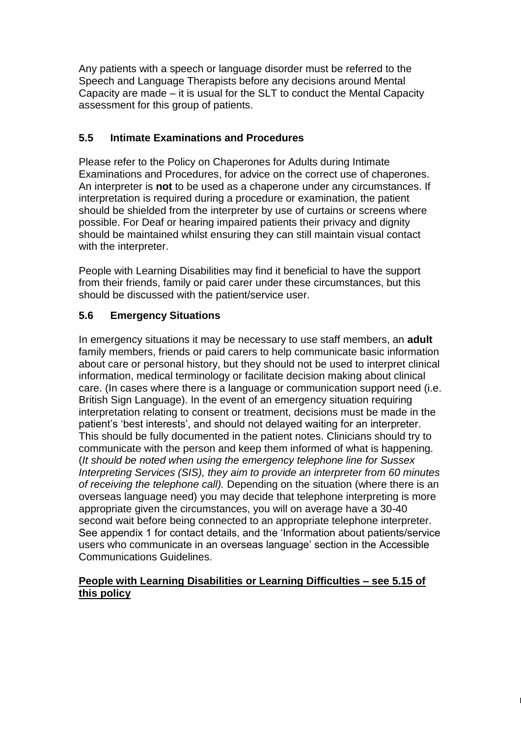Any patients with a speech or language disorder must be referred to the Speech and Language Therapists before any decisions around Mental Capacity are made – it is usual for the SLT to conduct the Mental Capacity assessment for this group of patients.

### 5.5 Intimate Examinations and Procedures

Please refer to the Policy on Chaperones for Adults during Intimate Examinations and Procedures, for advice on the correct use of chaperones. An interpreter is **not** to be used as a chaperone under any circumstances. If interpretation is required during a procedure or examination, the patient should be shielded from the interpreter by use of curtains or screens where possible. For Deaf or hearing impaired patients their privacy and dignity should be maintained whilst ensuring they can still maintain visual contact with the interpreter.

People with Learning Disabilities may find it beneficial to have the support from their friends, family or paid carer under these circumstances, but this should be discussed with the patient/service user.

### 5.6 Emergency Situations

In emergency situations it may be necessary to use staff members, an **adult** family members, friends or paid carers to help communicate basic information about care or personal history, but they should not be used to interpret clinical information, medical terminology or facilitate decision making about clinical care. (In cases where there is a language or communication support need (i.e. British Sign Language). In the event of an emergency situation requiring interpretation relating to consent or treatment, decisions must be made in the patient's 'best interests', and should not delayed waiting for an interpreter. This should be fully documented in the patient notes. Clinicians should try to communicate with the person and keep them informed of what is happening. (*It should be noted when using the emergency telephone line for Sussex Interpreting Services (SIS), they aim to provide an interpreter from 60 minutes of receiving the telephone call).* Depending on the situation (where there is an overseas language need) you may decide that telephone interpreting is more appropriate given the circumstances, you will on average have a 30-40 second wait before being connected to an appropriate telephone interpreter. See appendix 1 for contact details, and the 'Information about patients/service users who communicate in an overseas language' section in the Accessible Communications Guidelines.

**People with Learning Disabilities or Learning Difficulties – see 5.15 of this policy**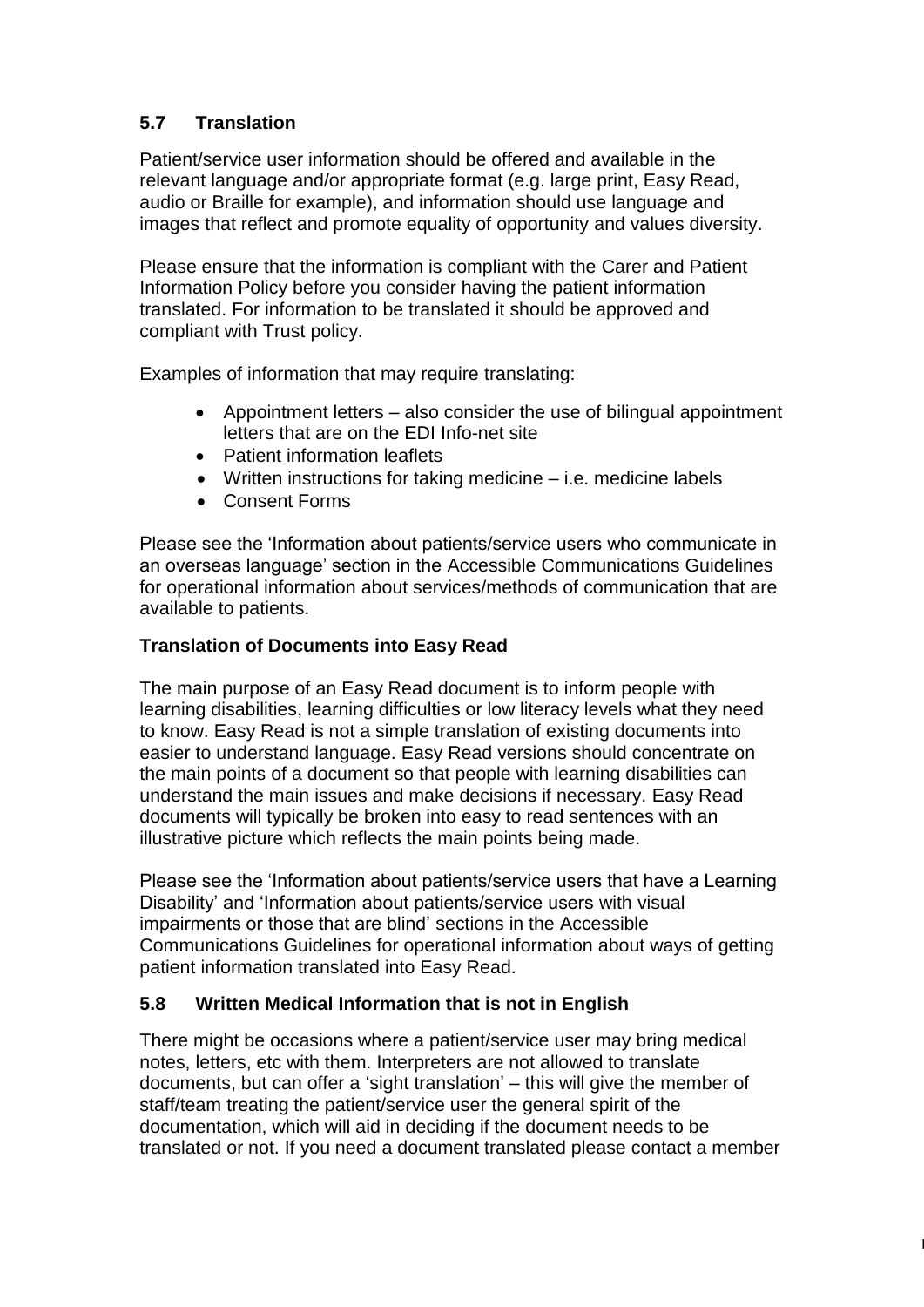## 5.7 Translation

Patient/service user information should be offered and available in the relevant language and/or appropriate format (e.g. large print, Easy Read, audio or Braille for example), and information should use language and images that reflect and promote equality of opportunity and values diversity.

Please ensure that the information is compliant with the Carer and Patient Information Policy before you consider having the patient information translated. For information to be translated it should be approved and compliant with Trust policy.

Examples of information that may require translating:

- Appointment letters – also consider the use of bilingual appointment letters that are on the EDI Info-net site
- Patient information leaflets
- Written instructions for taking medicine – i.e. medicine labels
- Consent Forms

Please see the 'Information about patients/service users who communicate in an overseas language' section in the Accessible Communications Guidelines for operational information about services/methods of communication that are available to patients.

**Translation of Documents into Easy Read**

The main purpose of an Easy Read document is to inform people with learning disabilities, learning difficulties or low literacy levels what they need to know. Easy Read is not a simple translation of existing documents into easier to understand language. Easy Read versions should concentrate on the main points of a document so that people with learning disabilities can understand the main issues and make decisions if necessary. Easy Read documents will typically be broken into easy to read sentences with an illustrative picture which reflects the main points being made.

Please see the 'Information about patients/service users that have a Learning Disability' and 'Information about patients/service users with visual impairments or those that are blind' sections in the Accessible Communications Guidelines for operational information about ways of getting patient information translated into Easy Read.

## 5.8 Written Medical Information that is not in English

There might be occasions where a patient/service user may bring medical notes, letters, etc with them. Interpreters are not allowed to translate documents, but can offer a 'sight translation' – this will give the member of staff/team treating the patient/service user the general spirit of the documentation, which will aid in deciding if the document needs to be translated or not. If you need a document translated please contact a member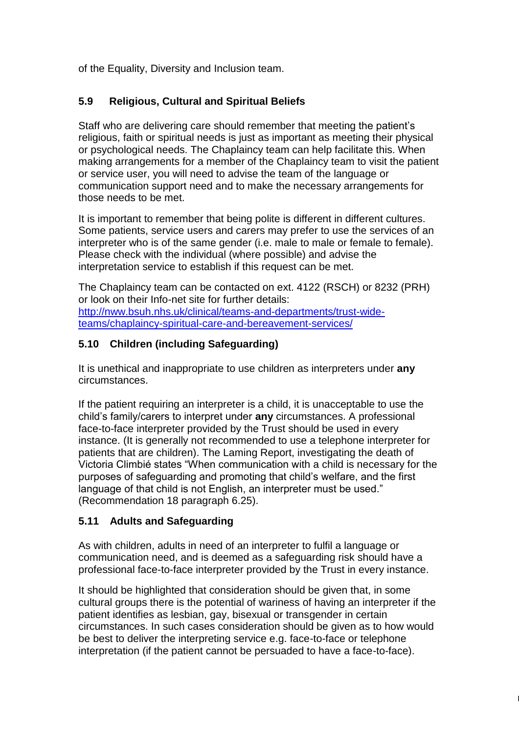of the Equality, Diversity and Inclusion team.

### 5.9 Religious, Cultural and Spiritual Beliefs

Staff who are delivering care should remember that meeting the patient's religious, faith or spiritual needs is just as important as meeting their physical or psychological needs. The Chaplaincy team can help facilitate this. When making arrangements for a member of the Chaplaincy team to visit the patient or service user, you will need to advise the team of the language or communication support need and to make the necessary arrangements for those needs to be met.

It is important to remember that being polite is different in different cultures. Some patients, service users and carers may prefer to use the services of an interpreter who is of the same gender (i.e. male to male or female to female). Please check with the individual (where possible) and advise the interpretation service to establish if this request can be met.

The Chaplaincy team can be contacted on ext. 4122 (RSCH) or 8232 (PRH) or look on their Info-net site for further details: [http://nww.bsuh.nhs.uk/clinical/teams-and-departments/trust-wide-teams/chaplaincy-spiritual-care-and-bereavement-services/](http://nww.bsuh.nhs.uk/clinical/teams-and-departments/trust-wide-teams/chaplaincy-spiritual-care-and-bereavement-services/)

### 5.10 Children (including Safeguarding)

It is unethical and inappropriate to use children as interpreters under **any** circumstances.

If the patient requiring an interpreter is a child, it is unacceptable to use the child's family/carers to interpret under **any** circumstances. A professional face-to-face interpreter provided by the Trust should be used in every instance. (It is generally not recommended to use a telephone interpreter for patients that are children). The Laming Report, investigating the death of Victoria Climbié states "When communication with a child is necessary for the purposes of safeguarding and promoting that child's welfare, and the first language of that child is not English, an interpreter must be used." (Recommendation 18 paragraph 6.25).

### 5.11 Adults and Safeguarding

As with children, adults in need of an interpreter to fulfil a language or communication need, and is deemed as a safeguarding risk should have a professional face-to-face interpreter provided by the Trust in every instance.

It should be highlighted that consideration should be given that, in some cultural groups there is the potential of wariness of having an interpreter if the patient identifies as lesbian, gay, bisexual or transgender in certain circumstances. In such cases consideration should be given as to how would be best to deliver the interpreting service e.g. face-to-face or telephone interpretation (if the patient cannot be persuaded to have a face-to-face).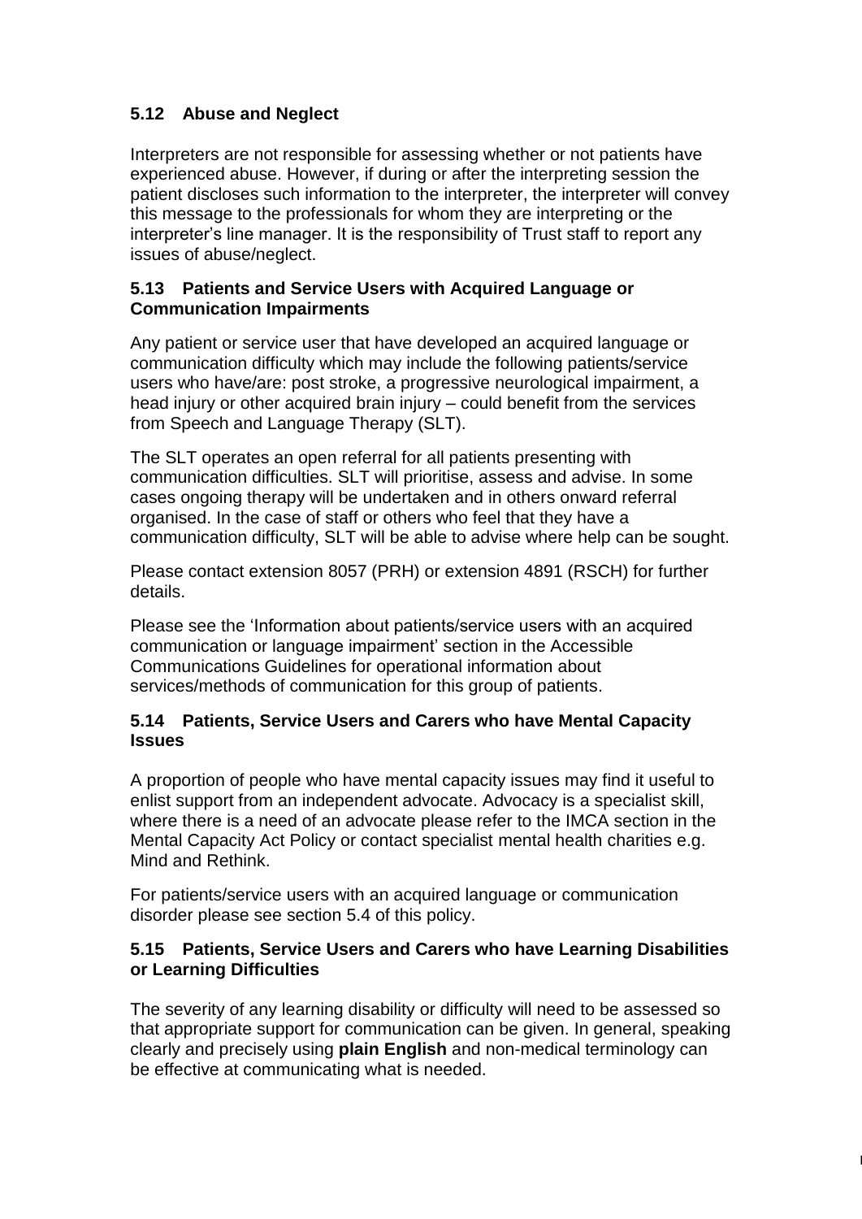### 5.12 Abuse and Neglect

Interpreters are not responsible for assessing whether or not patients have experienced abuse. However, if during or after the interpreting session the patient discloses such information to the interpreter, the interpreter will convey this message to the professionals for whom they are interpreting or the interpreter's line manager. It is the responsibility of Trust staff to report any issues of abuse/neglect.

### 5.13 Patients and Service Users with Acquired Language or Communication Impairments

Any patient or service user that have developed an acquired language or communication difficulty which may include the following patients/service users who have/are: post stroke, a progressive neurological impairment, a head injury or other acquired brain injury – could benefit from the services from Speech and Language Therapy (SLT).

The SLT operates an open referral for all patients presenting with communication difficulties. SLT will prioritise, assess and advise. In some cases ongoing therapy will be undertaken and in others onward referral organised. In the case of staff or others who feel that they have a communication difficulty, SLT will be able to advise where help can be sought.

Please contact extension 8057 (PRH) or extension 4891 (RSCH) for further details.

Please see the 'Information about patients/service users with an acquired communication or language impairment' section in the Accessible Communications Guidelines for operational information about services/methods of communication for this group of patients.

### 5.14 Patients, Service Users and Carers who have Mental Capacity Issues

A proportion of people who have mental capacity issues may find it useful to enlist support from an independent advocate. Advocacy is a specialist skill, where there is a need of an advocate please refer to the IMCA section in the Mental Capacity Act Policy or contact specialist mental health charities e.g. Mind and Rethink.

For patients/service users with an acquired language or communication disorder please see section 5.4 of this policy.

### 5.15 Patients, Service Users and Carers who have Learning Disabilities or Learning Difficulties

The severity of any learning disability or difficulty will need to be assessed so that appropriate support for communication can be given. In general, speaking clearly and precisely using **plain English** and non-medical terminology can be effective at communicating what is needed.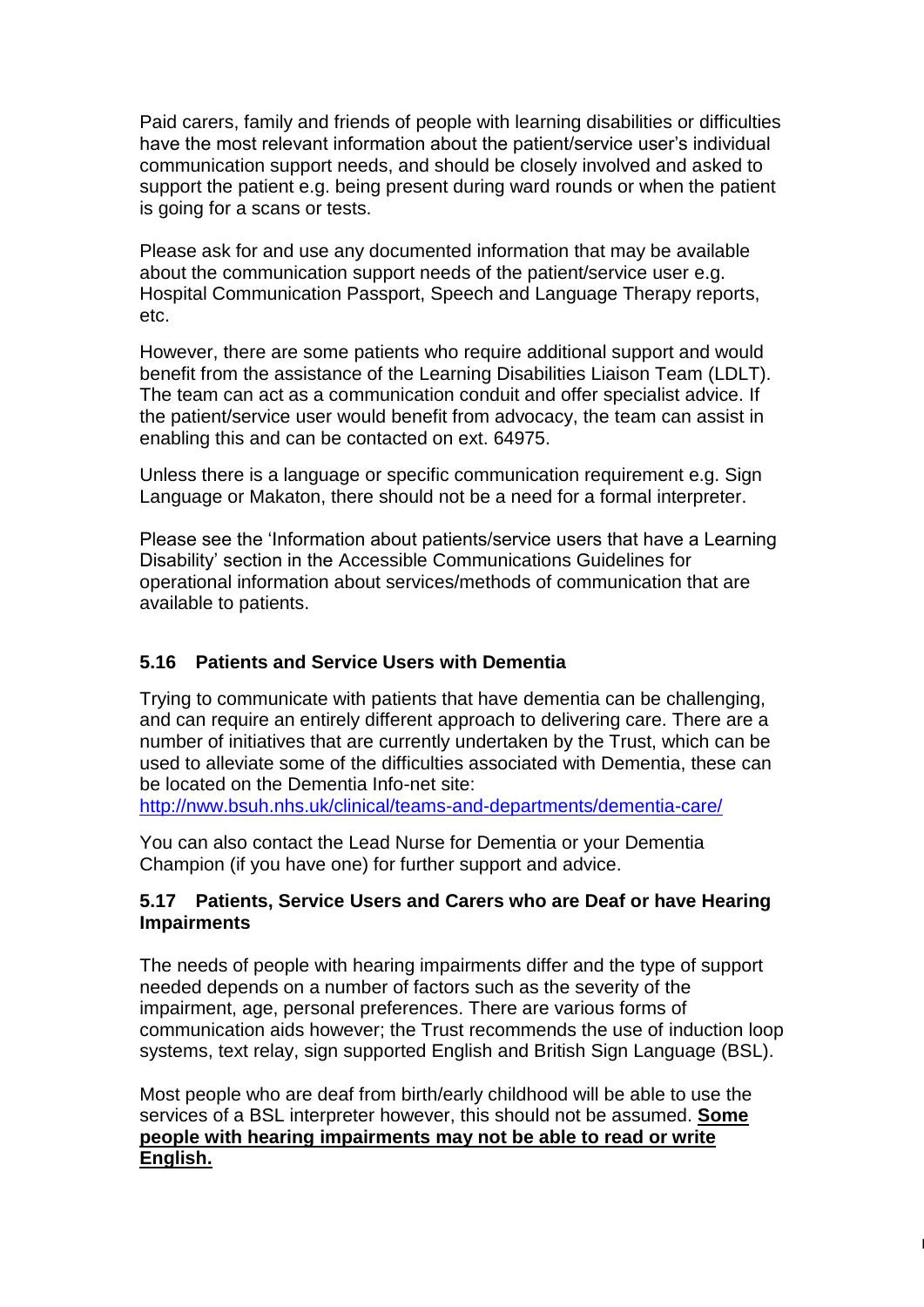Paid carers, family and friends of people with learning disabilities or difficulties have the most relevant information about the patient/service user's individual communication support needs, and should be closely involved and asked to support the patient e.g. being present during ward rounds or when the patient is going for a scans or tests.

Please ask for and use any documented information that may be available about the communication support needs of the patient/service user e.g. Hospital Communication Passport, Speech and Language Therapy reports, etc.

However, there are some patients who require additional support and would benefit from the assistance of the Learning Disabilities Liaison Team (LDLT). The team can act as a communication conduit and offer specialist advice. If the patient/service user would benefit from advocacy, the team can assist in enabling this and can be contacted on ext. 64975.

Unless there is a language or specific communication requirement e.g. Sign Language or Makaton, there should not be a need for a formal interpreter.

Please see the 'Information about patients/service users that have a Learning Disability' section in the Accessible Communications Guidelines for operational information about services/methods of communication that are available to patients.

### 5.16 Patients and Service Users with Dementia

Trying to communicate with patients that have dementia can be challenging, and can require an entirely different approach to delivering care. There are a number of initiatives that are currently undertaken by the Trust, which can be used to alleviate some of the difficulties associated with Dementia, these can be located on the Dementia Info-net site:
http://nww.bsuh.nhs.uk/clinical/teams-and-departments/dementia-care/

You can also contact the Lead Nurse for Dementia or your Dementia Champion (if you have one) for further support and advice.

### 5.17 Patients, Service Users and Carers who are Deaf or have Hearing Impairments

The needs of people with hearing impairments differ and the type of support needed depends on a number of factors such as the severity of the impairment, age, personal preferences. There are various forms of communication aids however; the Trust recommends the use of induction loop systems, text relay, sign supported English and British Sign Language (BSL).

Most people who are deaf from birth/early childhood will be able to use the services of a BSL interpreter however, this should not be assumed. **Some people with hearing impairments may not be able to read or write English.**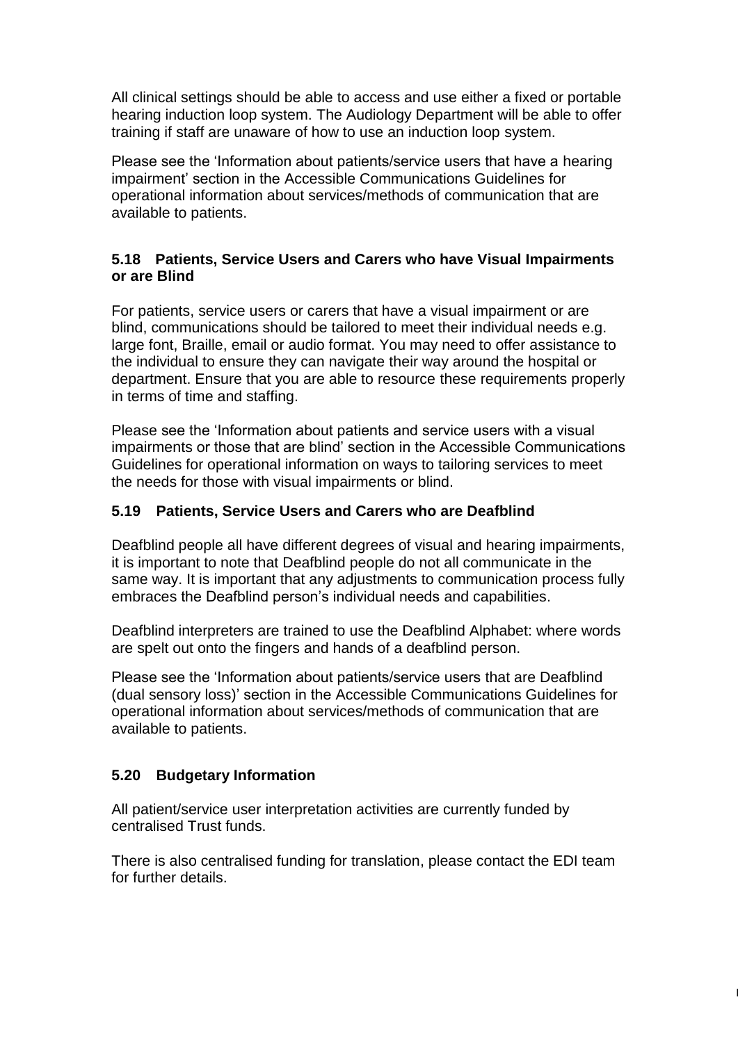All clinical settings should be able to access and use either a fixed or portable hearing induction loop system. The Audiology Department will be able to offer training if staff are unaware of how to use an induction loop system.

Please see the 'Information about patients/service users that have a hearing impairment' section in the Accessible Communications Guidelines for operational information about services/methods of communication that are available to patients.

### 5.18 Patients, Service Users and Carers who have Visual Impairments or are Blind

For patients, service users or carers that have a visual impairment or are blind, communications should be tailored to meet their individual needs e.g. large font, Braille, email or audio format. You may need to offer assistance to the individual to ensure they can navigate their way around the hospital or department. Ensure that you are able to resource these requirements properly in terms of time and staffing.

Please see the 'Information about patients and service users with a visual impairments or those that are blind' section in the Accessible Communications Guidelines for operational information on ways to tailoring services to meet the needs for those with visual impairments or blind.

### 5.19 Patients, Service Users and Carers who are Deafblind

Deafblind people all have different degrees of visual and hearing impairments, it is important to note that Deafblind people do not all communicate in the same way. It is important that any adjustments to communication process fully embraces the Deafblind person's individual needs and capabilities.

Deafblind interpreters are trained to use the Deafblind Alphabet: where words are spelt out onto the fingers and hands of a deafblind person.

Please see the 'Information about patients/service users that are Deafblind (dual sensory loss)' section in the Accessible Communications Guidelines for operational information about services/methods of communication that are available to patients.

### 5.20 Budgetary Information

All patient/service user interpretation activities are currently funded by centralised Trust funds.

There is also centralised funding for translation, please contact the EDI team for further details.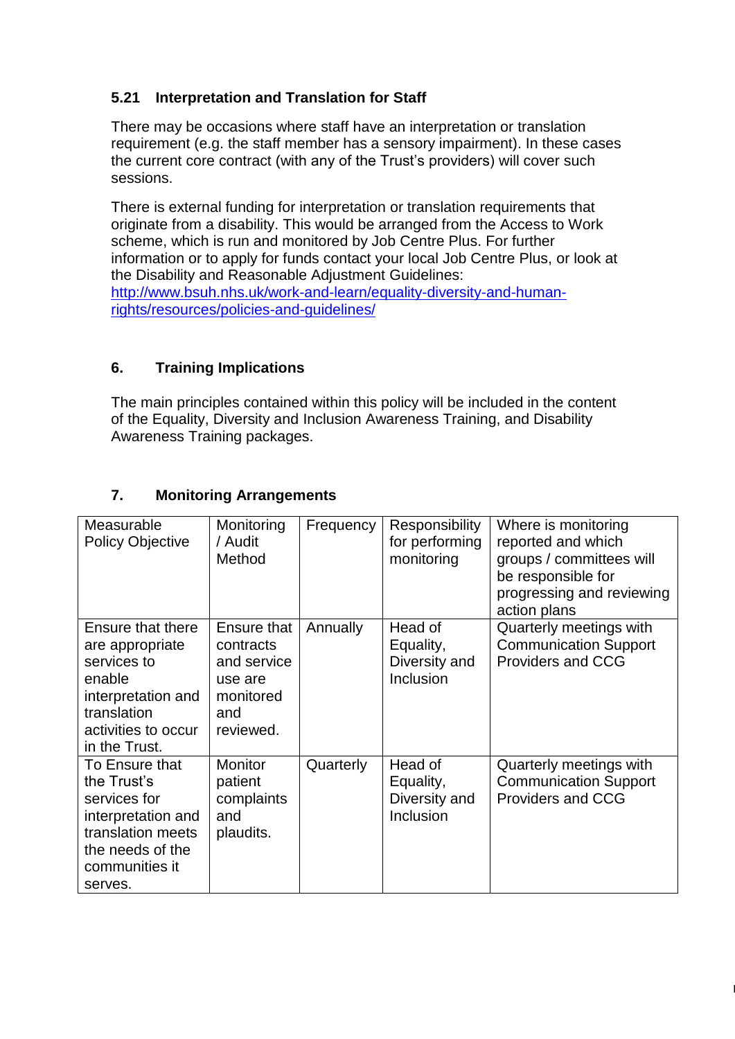### 5.21 Interpretation and Translation for Staff

There may be occasions where staff have an interpretation or translation requirement (e.g. the staff member has a sensory impairment). In these cases the current core contract (with any of the Trust's providers) will cover such sessions.

There is external funding for interpretation or translation requirements that originate from a disability. This would be arranged from the Access to Work scheme, which is run and monitored by Job Centre Plus. For further information or to apply for funds contact your local Job Centre Plus, or look at the Disability and Reasonable Adjustment Guidelines: [http://www.bsuh.nhs.uk/work-and-learn/equality-diversity-and-human-rights/resources/policies-and-guidelines/](http://www.bsuh.nhs.uk/work-and-learn/equality-diversity-and-human-rights/resources/policies-and-guidelines/)

## 6. Training Implications

The main principles contained within this policy will be included in the content of the Equality, Diversity and Inclusion Awareness Training, and Disability Awareness Training packages.

## 7. Monitoring Arrangements

| Measurable Policy Objective | Monitoring / Audit Method | Frequency | Responsibility for performing monitoring | Where is monitoring reported and which groups / committees will be responsible for progressing and reviewing action plans |
|---|---|---|---|---|
| Ensure that there are appropriate services to enable interpretation and translation activities to occur in the Trust. | Ensure that contracts and service use are monitored and reviewed. | Annually | Head of Equality, Diversity and Inclusion | Quarterly meetings with Communication Support Providers and CCG |
| To Ensure that the Trust's services for interpretation and translation meets the needs of the communities it serves. | Monitor patient complaints and plaudits. | Quarterly | Head of Equality, Diversity and Inclusion | Quarterly meetings with Communication Support Providers and CCG |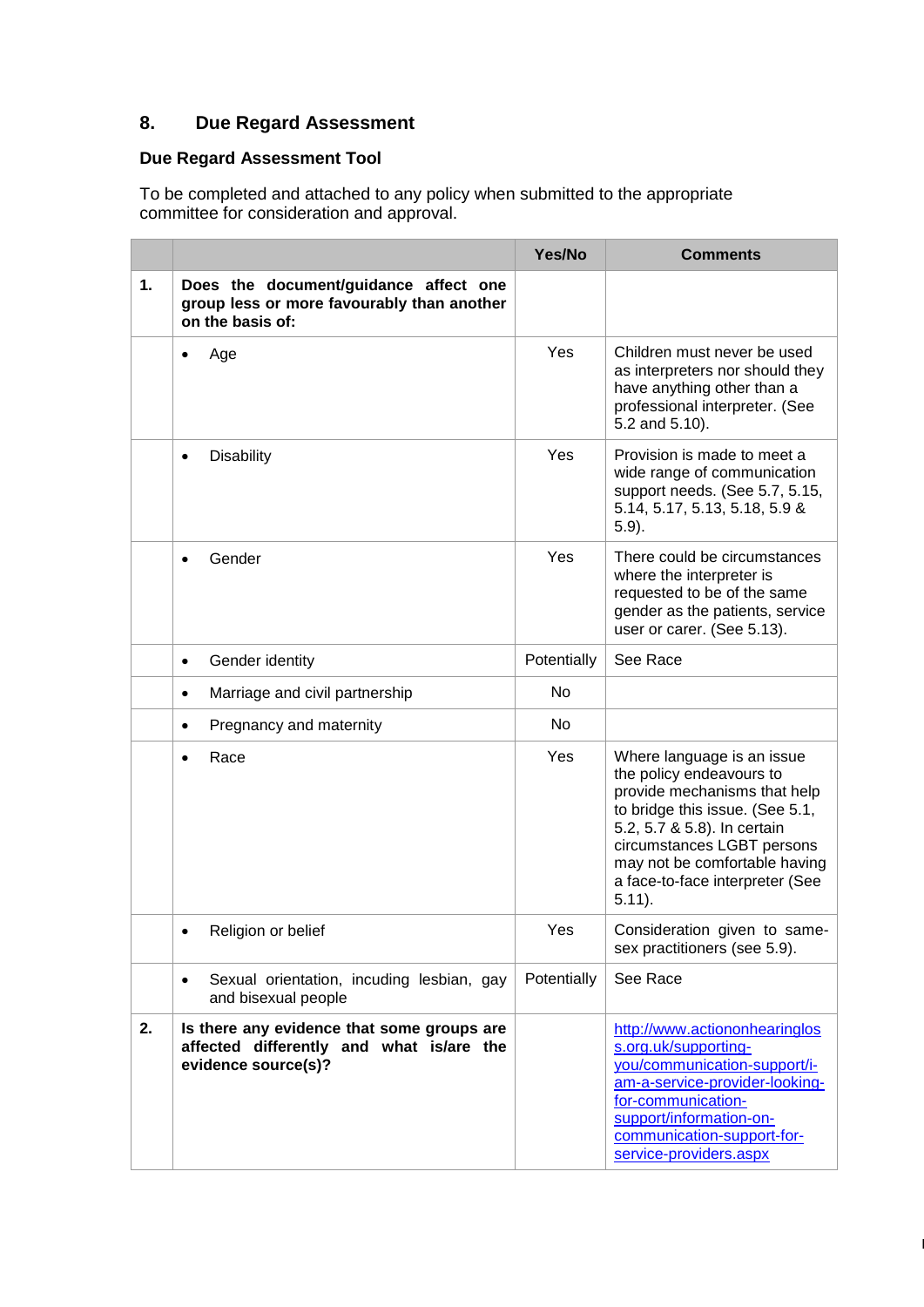## 8. Due Regard Assessment

### Due Regard Assessment Tool

To be completed and attached to any policy when submitted to the appropriate committee for consideration and approval.

| | | Yes/No | Comments |
|---|---|---|---|
| **1.** | **Does the document/guidance affect one group less or more favourably than another on the basis of:** | | |
| | • Age | Yes | Children must never be used as interpreters nor should they have anything other than a professional interpreter. (See 5.2 and 5.10). |
| | • Disability | Yes | Provision is made to meet a wide range of communication support needs. (See 5.7, 5.15, 5.14, 5.17, 5.13, 5.18, 5.9 & 5.9). |
| | • Gender | Yes | There could be circumstances where the interpreter is requested to be of the same gender as the patients, service user or carer. (See 5.13). |
| | • Gender identity | Potentially | See Race |
| | • Marriage and civil partnership | No | |
| | • Pregnancy and maternity | No | |
| | • Race | Yes | Where language is an issue the policy endeavours to provide mechanisms that help to bridge this issue. (See 5.1, 5.2, 5.7 & 5.8). In certain circumstances LGBT persons may not be comfortable having a face-to-face interpreter (See 5.11). |
| | • Religion or belief | Yes | Consideration given to same-sex practitioners (see 5.9). |
| | • Sexual orientation, incuding lesbian, gay and bisexual people | Potentially | See Race |
| **2.** | **Is there any evidence that some groups are affected differently and what is/are the evidence source(s)?** | | http://www.actiononhearingloss.org.uk/supporting-you/communication-support/i-am-a-service-provider-looking-for-communication-support/information-on-communication-support-for-service-providers.aspx |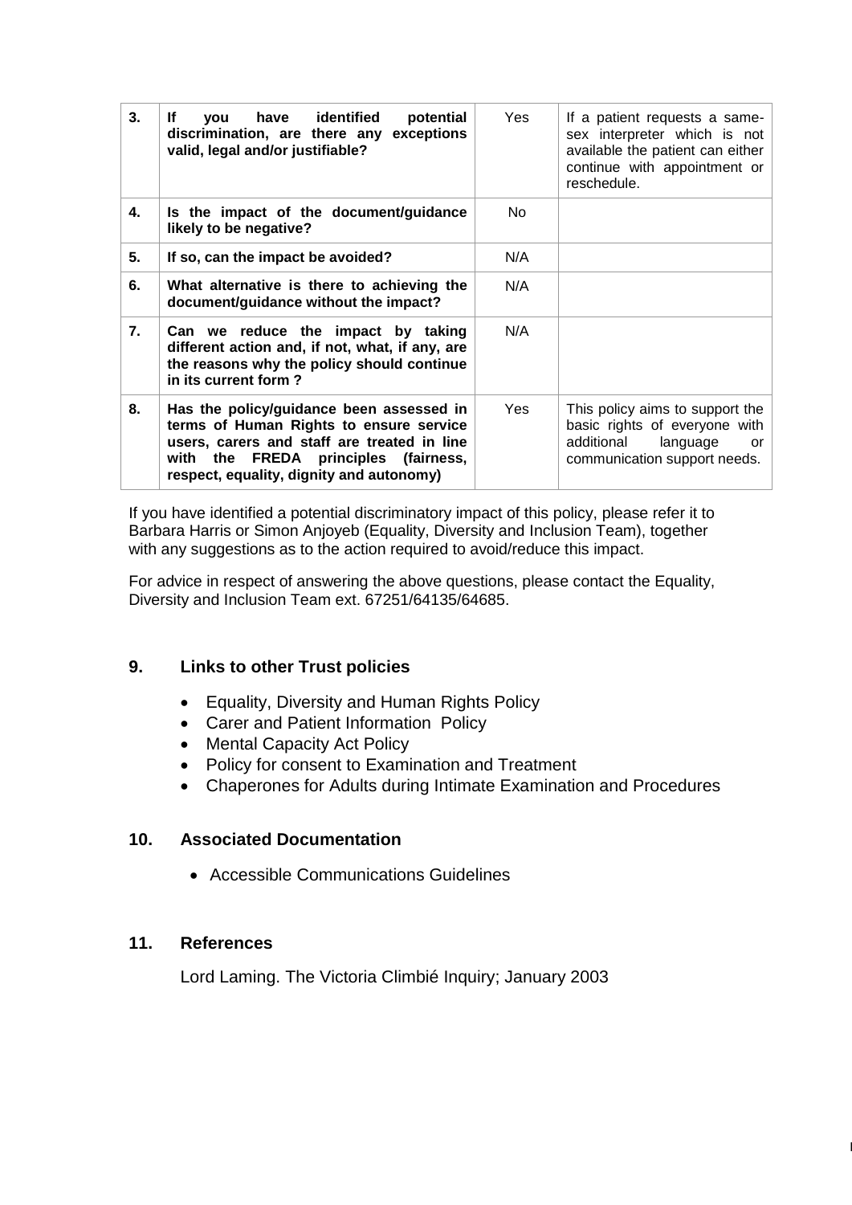| | | | |
|---|---|---|---|
| **3.** | **If you have identified potential discrimination, are there any exceptions valid, legal and/or justifiable?** | Yes | If a patient requests a same-sex interpreter which is not available the patient can either continue with appointment or reschedule. |
| **4.** | **Is the impact of the document/guidance likely to be negative?** | No | |
| **5.** | **If so, can the impact be avoided?** | N/A | |
| **6.** | **What alternative is there to achieving the document/guidance without the impact?** | N/A | |
| **7.** | **Can we reduce the impact by taking different action and, if not, what, if any, are the reasons why the policy should continue in its current form ?** | N/A | |
| **8.** | **Has the policy/guidance been assessed in terms of Human Rights to ensure service users, carers and staff are treated in line with the FREDA principles (fairness, respect, equality, dignity and autonomy)** | Yes | This policy aims to support the basic rights of everyone with additional language or communication support needs. |

If you have identified a potential discriminatory impact of this policy, please refer it to Barbara Harris or Simon Anjoyeb (Equality, Diversity and Inclusion Team), together with any suggestions as to the action required to avoid/reduce this impact.

For advice in respect of answering the above questions, please contact the Equality, Diversity and Inclusion Team ext. 67251/64135/64685.

## 9. Links to other Trust policies

- Equality, Diversity and Human Rights Policy
- Carer and Patient Information Policy
- Mental Capacity Act Policy
- Policy for consent to Examination and Treatment
- Chaperones for Adults during Intimate Examination and Procedures

## 10. Associated Documentation

- Accessible Communications Guidelines

## 11. References

Lord Laming. The Victoria Climbié Inquiry; January 2003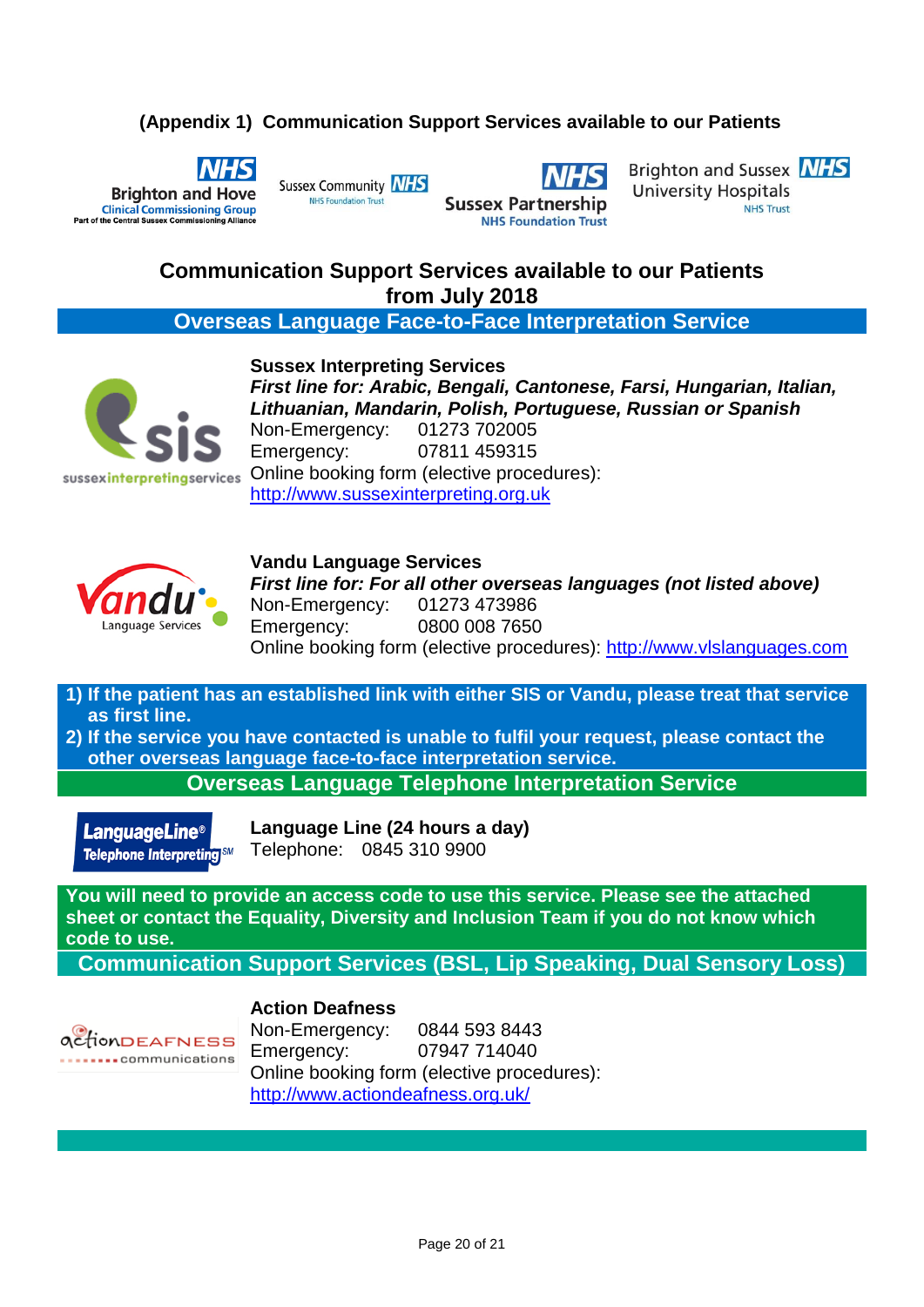**(Appendix 1) Communication Support Services available to our Patients**

NHS Brighton and Hove Clinical Commissioning Group — Part of the Central Sussex Commissioning Alliance | Sussex Community NHS Foundation Trust | NHS Sussex Partnership NHS Foundation Trust | Brighton and Sussex University Hospitals NHS Trust

# Communication Support Services available to our Patients from July 2018

## Overseas Language Face-to-Face Interpretation Service

**Sussex Interpreting Services**
***First line for: Arabic, Bengali, Cantonese, Farsi, Hungarian, Italian, Lithuanian, Mandarin, Polish, Portuguese, Russian or Spanish***
Non-Emergency: 01273 702005
Emergency: 07811 459315
Online booking form (elective procedures):
http://www.sussexinterpreting.org.uk

**Vandu Language Services**
***First line for: For all other overseas languages (not listed above)***
Non-Emergency: 01273 473986
Emergency: 0800 008 7650
Online booking form (elective procedures): http://www.vlslanguages.com

1) **If the patient has an established link with either SIS or Vandu, please treat that service as first line.**
2) **If the service you have contacted is unable to fulfil your request, please contact the other overseas language face-to-face interpretation service.**

## Overseas Language Telephone Interpretation Service

**Language Line (24 hours a day)**
Telephone: 0845 310 9900

**You will need to provide an access code to use this service. Please see the attached sheet or contact the Equality, Diversity and Inclusion Team if you do not know which code to use.**

## Communication Support Services (BSL, Lip Speaking, Dual Sensory Loss)

**Action Deafness**
Non-Emergency: 0844 593 8443
Emergency: 07947 714040
Online booking form (elective procedures):
http://www.actiondeafness.org.uk/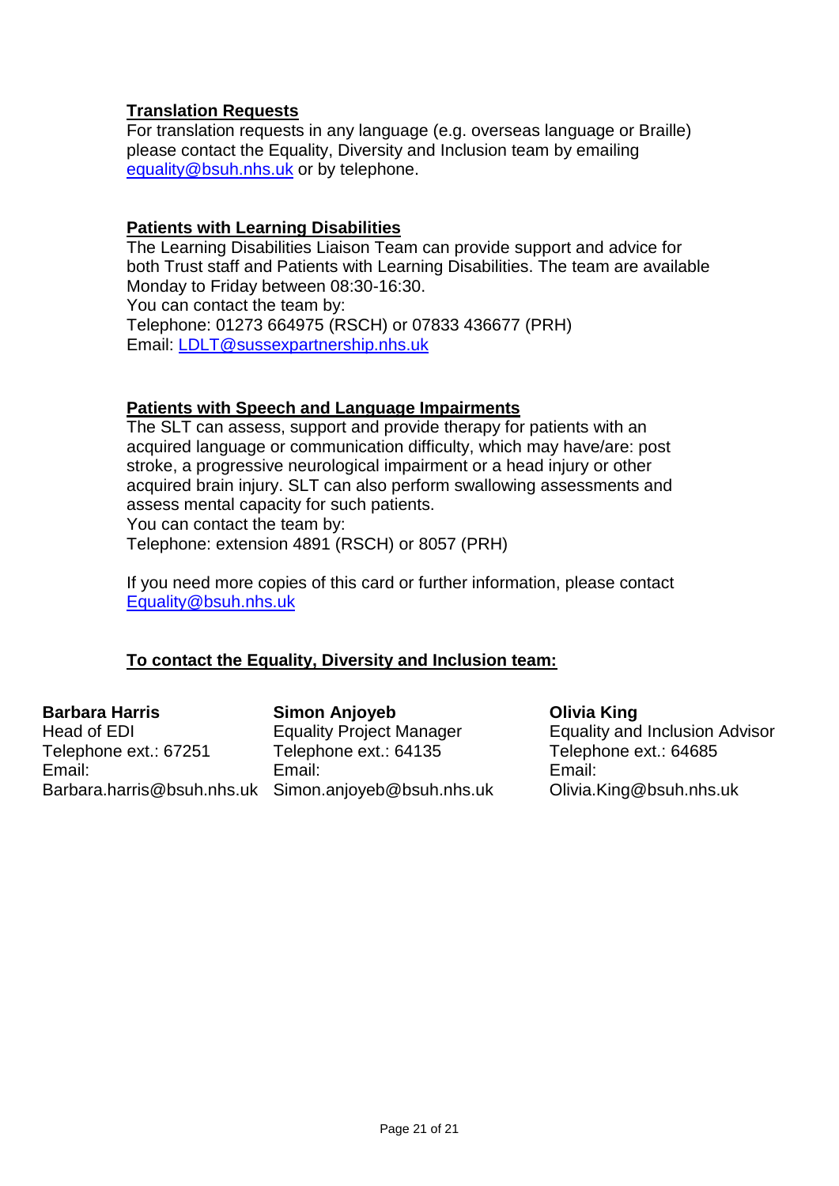**Translation Requests**

For translation requests in any language (e.g. overseas language or Braille) please contact the Equality, Diversity and Inclusion team by emailing equality@bsuh.nhs.uk or by telephone.

**Patients with Learning Disabilities**

The Learning Disabilities Liaison Team can provide support and advice for both Trust staff and Patients with Learning Disabilities. The team are available Monday to Friday between 08:30-16:30.
You can contact the team by:
Telephone: 01273 664975 (RSCH) or 07833 436677 (PRH)
Email: LDLT@sussexpartnership.nhs.uk

**Patients with Speech and Language Impairments**

The SLT can assess, support and provide therapy for patients with an acquired language or communication difficulty, which may have/are: post stroke, a progressive neurological impairment or a head injury or other acquired brain injury. SLT can also perform swallowing assessments and assess mental capacity for such patients.
You can contact the team by:
Telephone: extension 4891 (RSCH) or 8057 (PRH)

If you need more copies of this card or further information, please contact Equality@bsuh.nhs.uk

**To contact the Equality, Diversity and Inclusion team:**

**Barbara Harris**
Head of EDI
Telephone ext.: 67251
Email:
Barbara.harris@bsuh.nhs.uk

**Simon Anjoyeb**
Equality Project Manager
Telephone ext.: 64135
Email:
Simon.anjoyeb@bsuh.nhs.uk

**Olivia King**
Equality and Inclusion Advisor
Telephone ext.: 64685
Email:
Olivia.King@bsuh.nhs.uk